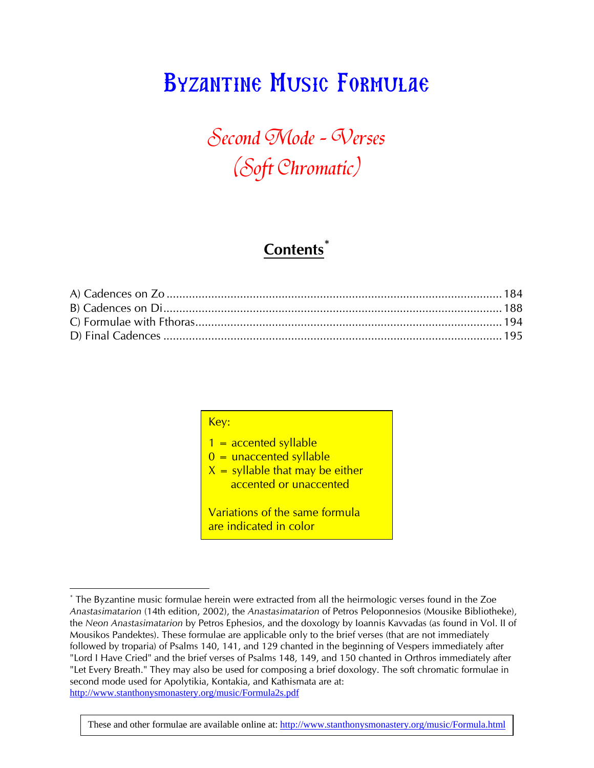# Byzantine Music Formulae

## *Second Mode - Verses*
## *(Soft Chromatic)*

### Contents[*]

A) Cadences on Zo ........................................................................................... 184
B) Cadences on Di ........................................................................................... 188
C) Formulae with Fthoras ................................................................................. 194
D) Final Cadences ........................................................................................... 195

Key:

1 = accented syllable
0 = unaccented syllable
X = syllable that may be either accented or unaccented

Variations of the same formula are indicated in color

---

[*] The Byzantine music formulae herein were extracted from all the heirmologic verses found in the Zoe *Anastasimatarion* (14th edition, 2002), the *Anastasimatarion* of Petros Peloponnesios (Mousike Bibliotheke), the *Neon Anastasimatarion* by Petros Ephesios, and the doxology by Ioannis Kavvadas (as found in Vol. II of Mousikos Pandektes). These formulae are applicable only to the brief verses (that are not immediately followed by troparia) of Psalms 140, 141, and 129 chanted in the beginning of Vespers immediately after "Lord I Have Cried" and the brief verses of Psalms 148, 149, and 150 chanted in Orthros immediately after "Let Every Breath." They may also be used for composing a brief doxology. The soft chromatic formulae in second mode used for Apolytikia, Kontakia, and Kathismata are at: http://www.stanthonysmonastery.org/music/Formula2s.pdf

These and other formulae are available online at: http://www.stanthonysmonastery.org/music/Formula.html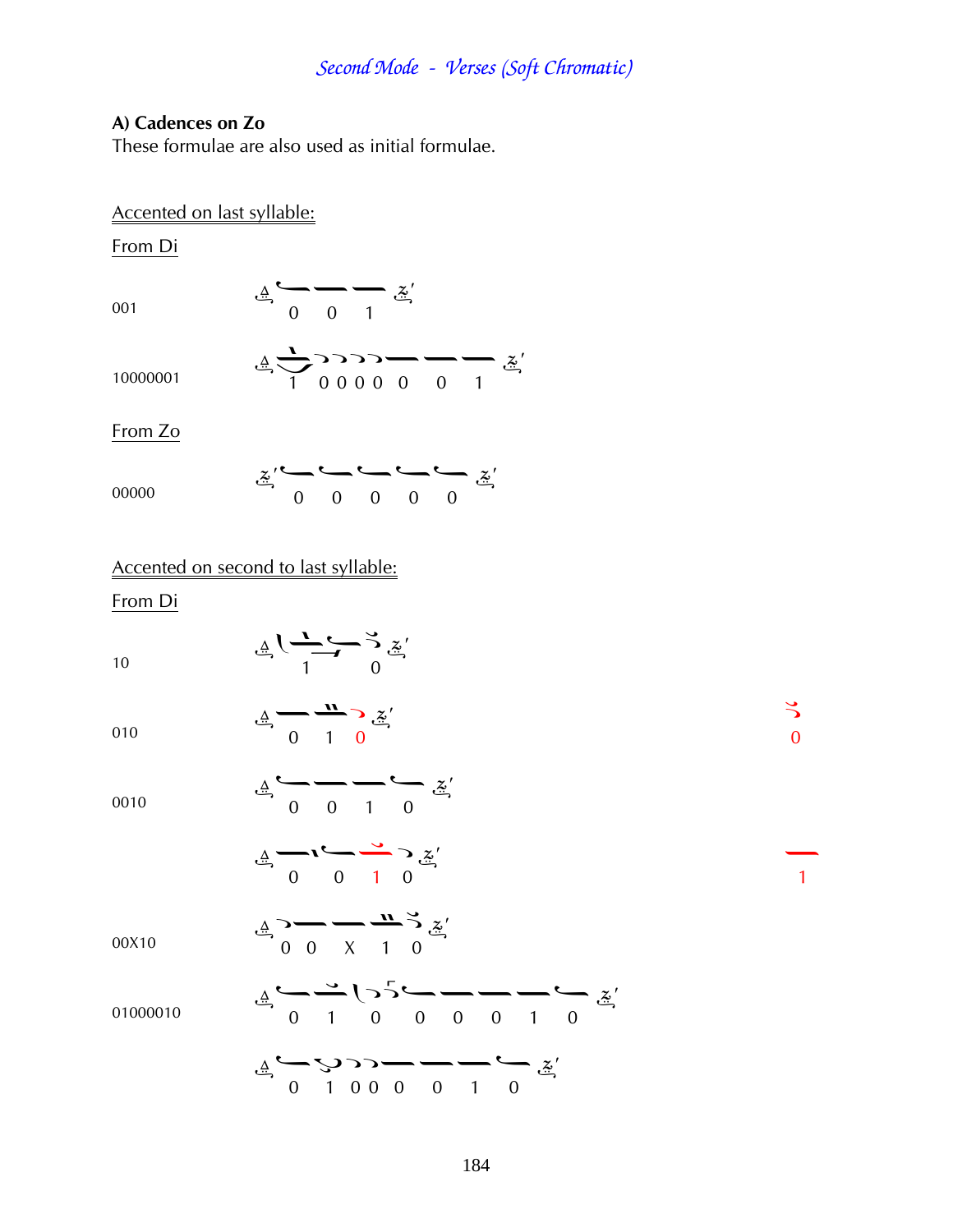## A) Cadences on Zo

These formulae are also used as initial formulae.

Accented on last syllable:

From Di

001

0 0 1

10000001

1 0 0 0 0 0 0 1

From Zo

00000

0 0 0 0 0

Accented on second to last syllable:

From Di

10

1 0

010

0 1 0

0

0010

0 0 1 0

0 0 1 0

1

00X10

0 0 X 1 0

01000010

0 1 0 0 0 0 1 0

0 1 0 0 0 0 1 0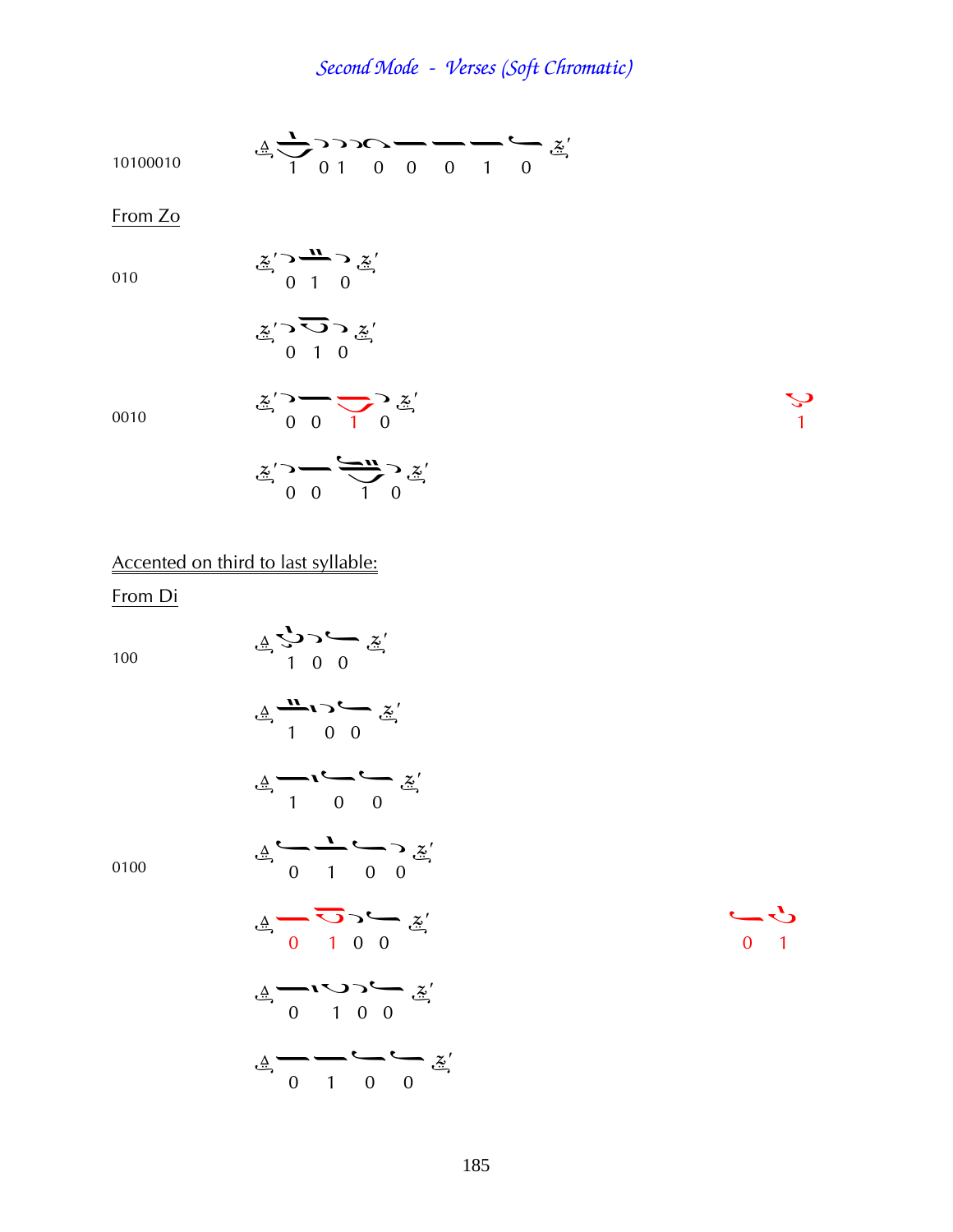10100010 — 1 0 1 0 0 0 1 0

From Zo

010 — 0 1 0

0 1 0

0010 — 0 0 1 0 | 1

0 0 1 0

Accented on third to last syllable:

From Di

100 — 1 0 0

1 0 0

1 0 0

0100 — 0 1 0 0

0 1 0 0 | 0 1

0 1 0 0

0 1 0 0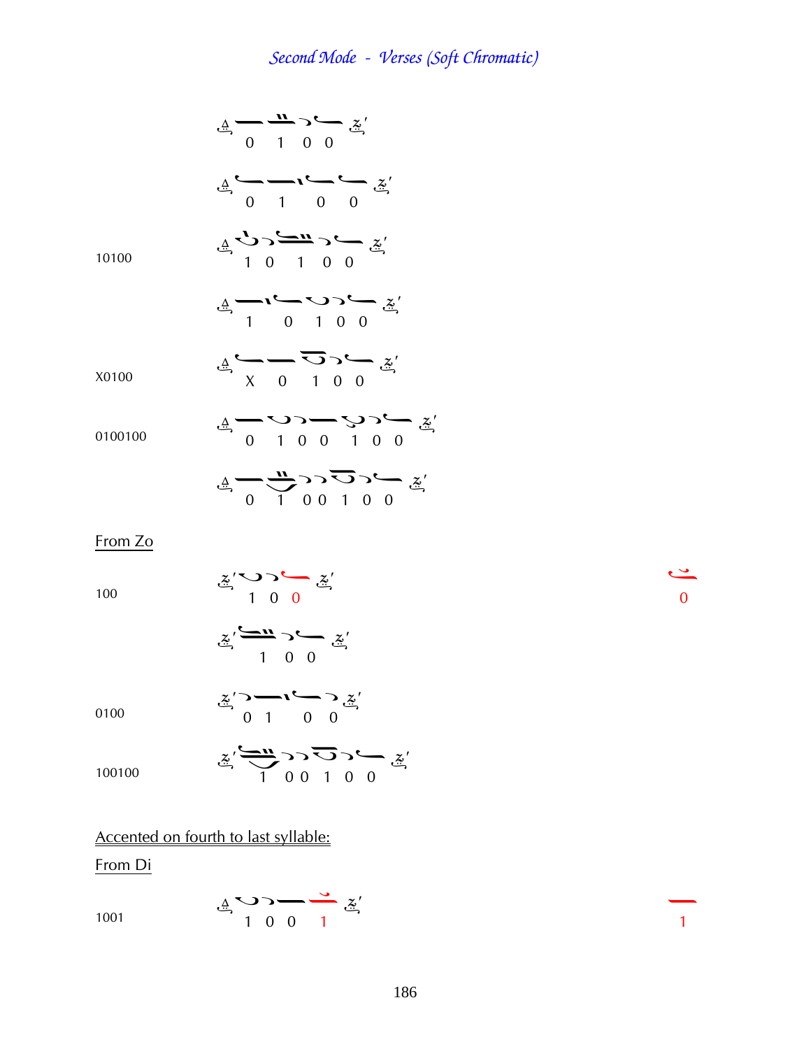# Second Mode - Verses (Soft Chromatic)

| | |
|---|---|
| | 0 1 0 0 |
| | 0 1 0 0 |
| 10100 | 1 0 1 0 0 |
| | 1 0 1 0 0 |
| X0100 | X 0 1 0 0 |
| 0100100 | 0 1 0 0 1 0 0 |
| | 0 1 0 0 1 0 0 |

From Zo

| | | |
|---|---|---|
| 100 | 1 0 0 | 0 |
| | 1 0 0 | |
| 0100 | 0 1 0 0 | |
| 100100 | 1 0 0 1 0 0 | |

Accented on fourth to last syllable:

From Di

| | | |
|---|---|---|
| 1001 | 1 0 0 1 | 1 |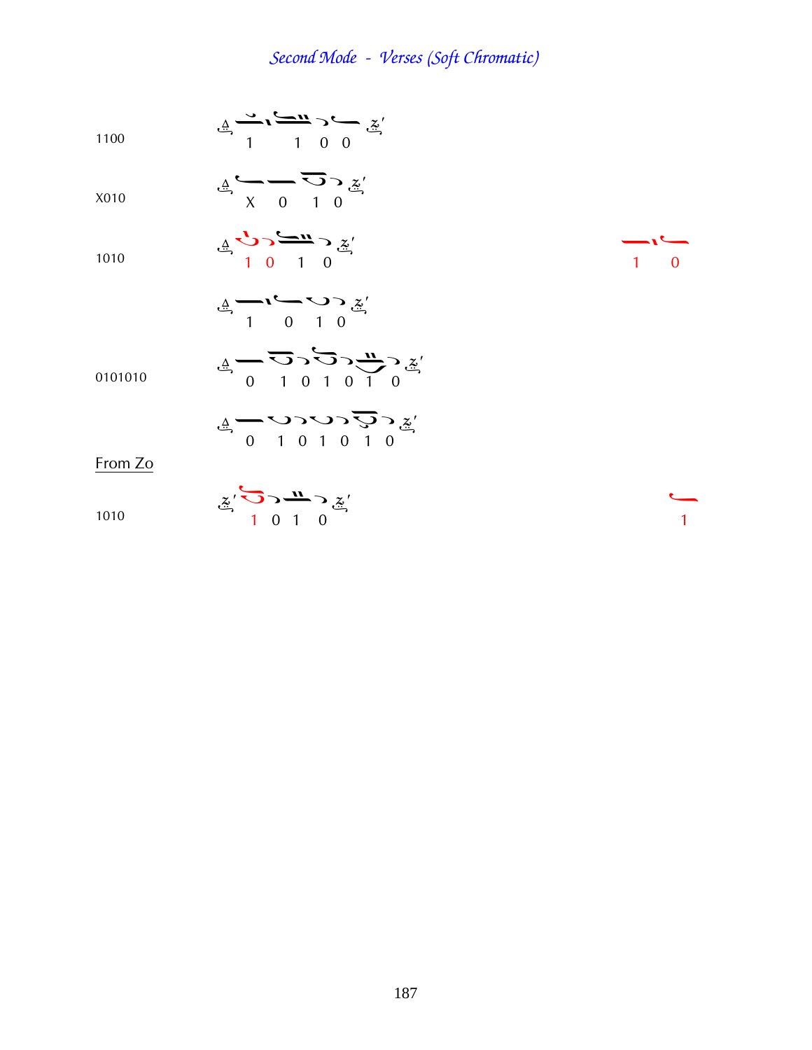# Second Mode - Verses (Soft Chromatic)

1100

1 1 0 0

X010

X 0 1 0

1010

1 0 1 0 — 1 0

1 0 1 0

0101010

0 1 0 1 0 1 0

0 1 0 1 0 1 0

From Zo

1010

1 0 1 0 — 1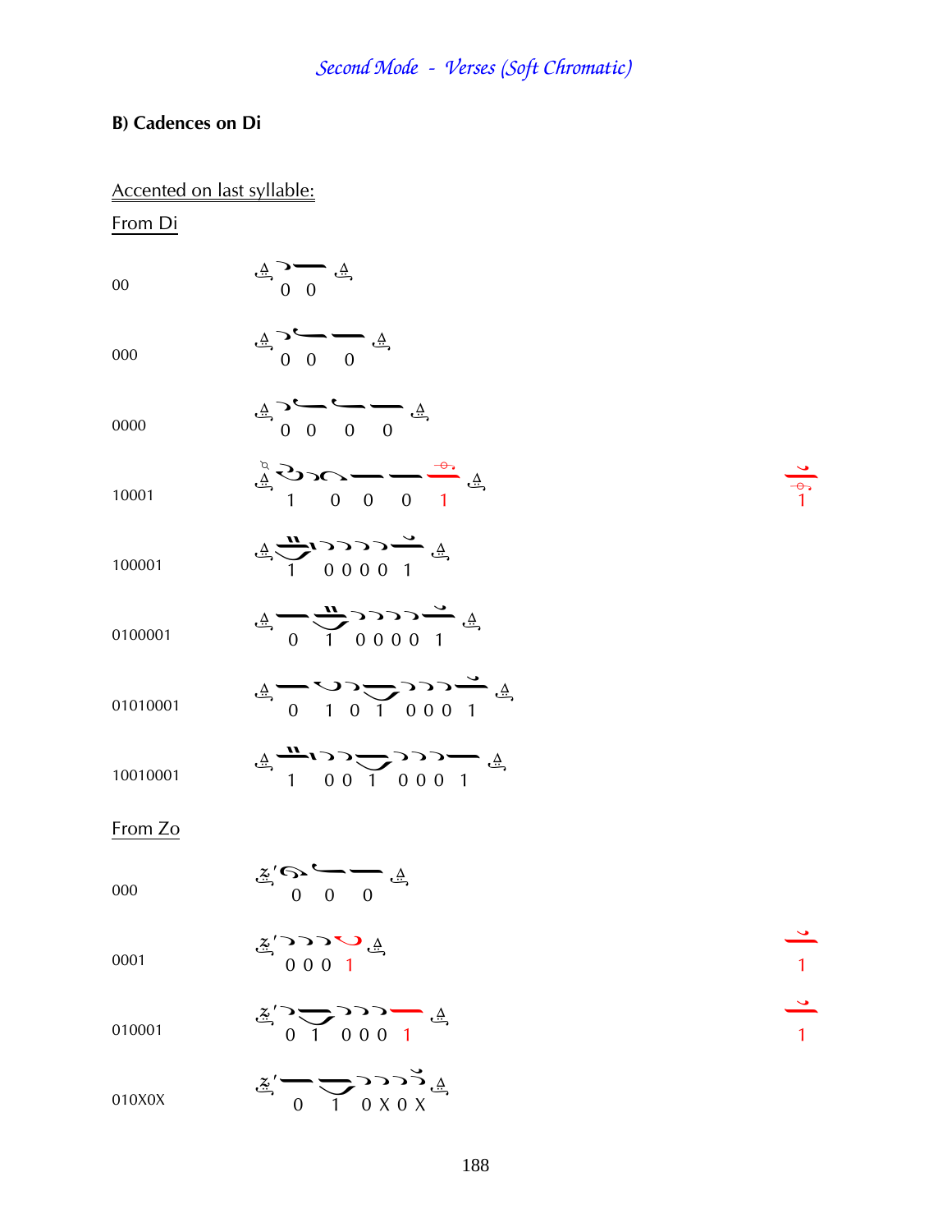## B) Cadences on Di

Accented on last syllable:

From Di

00

0 0

000

0 0 0

0000

0 0 0 0

10001

1 0 0 0 1

1

100001

1 0 0 0 0 1

0100001

0 1 0 0 0 0 1

01010001

0 1 0 1 0 0 0 1

10010001

1 0 0 1 0 0 0 1

From Zo

000

0 0 0

0001

0 0 0 1

1

010001

0 1 0 0 0 1

1

010X0X

0 1 0 X 0 X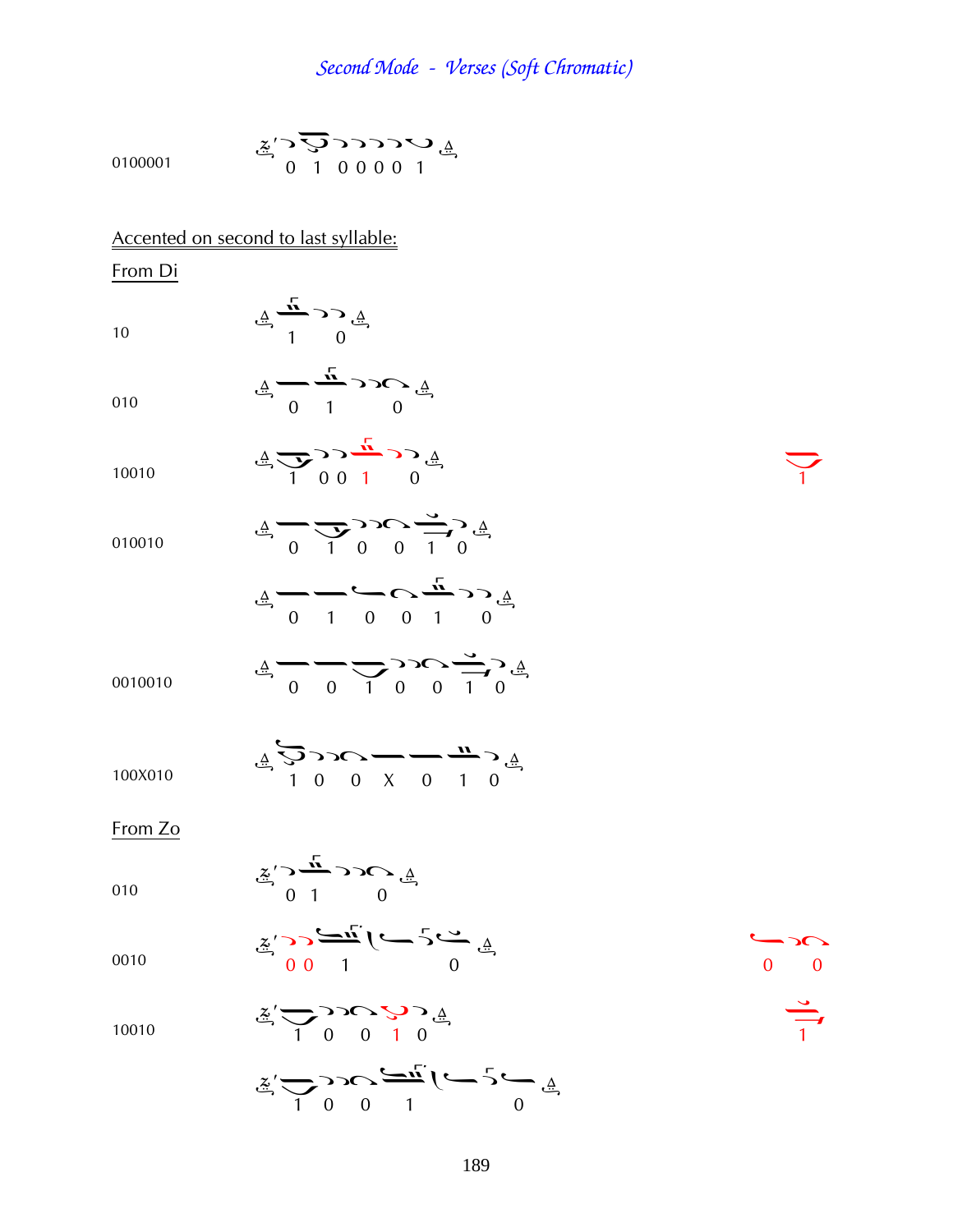0100001 — 0 1 0 0 0 0 1

Accented on second to last syllable:

From Di

10 — 1 0

010 — 0 1 0

10010 — 1 0 0 1 0 — 1

010010 — 0 1 0 0 1 0

0 1 0 0 1 0

0010010 — 0 0 1 0 0 1 0

100X010 — 1 0 0 X 0 1 0

From Zo

010 — 0 1 0

0010 — 0 0 1 0 — 0 0

10010 — 1 0 0 1 0 — 1

1 0 0 1 0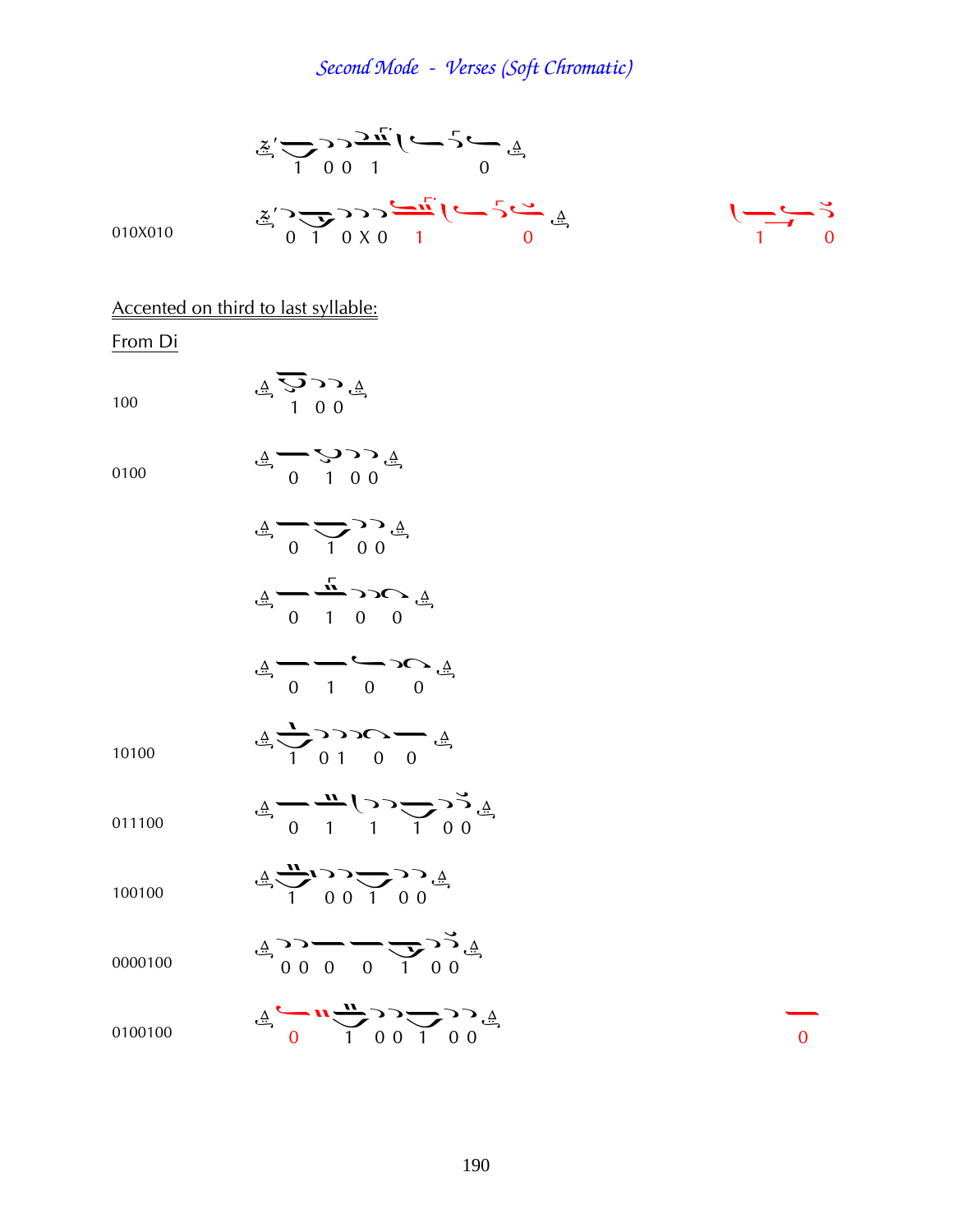## Second Mode - Verses (Soft Chromatic)

1 0 0 1 0

010X010 — 0 1 0 X 0 1 0 — 1 0

Accented on third to last syllable:

From Di

100 — 1 0 0

0100 — 0 1 0 0

0 1 0 0

0 1 0 0

0 1 0 0

10100 — 1 0 1 0 0

011100 — 0 1 1 1 0 0

100100 — 1 0 0 1 0 0

0000100 — 0 0 0 0 1 0 0

0100100 — 0 1 0 0 1 0 0 — 0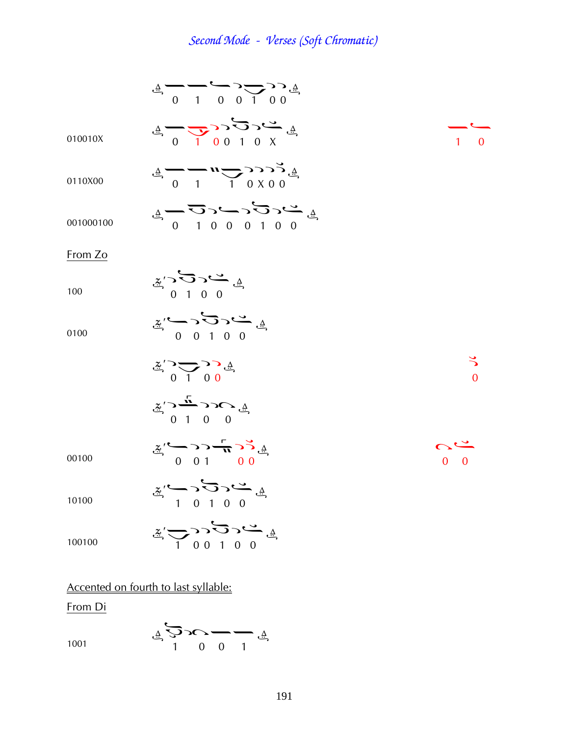# Second Mode - Verses (Soft Chromatic)

0 1 0 0 1 0 0

010010X — 0 1 0 0 1 0 X — 1 0

0110X00 — 0 1 1 0 X 0 0

001000100 — 0 1 0 0 0 1 0 0

From Zo

100 — 0 1 0 0

0100 — 0 0 1 0 0

0 1 0 0 — 0

0 1 0 0

00100 — 0 0 1 0 0 — 0 0

10100 — 1 0 1 0 0

100100 — 1 0 0 1 0 0

Accented on fourth to last syllable:

From Di

1001 — 1 0 0 1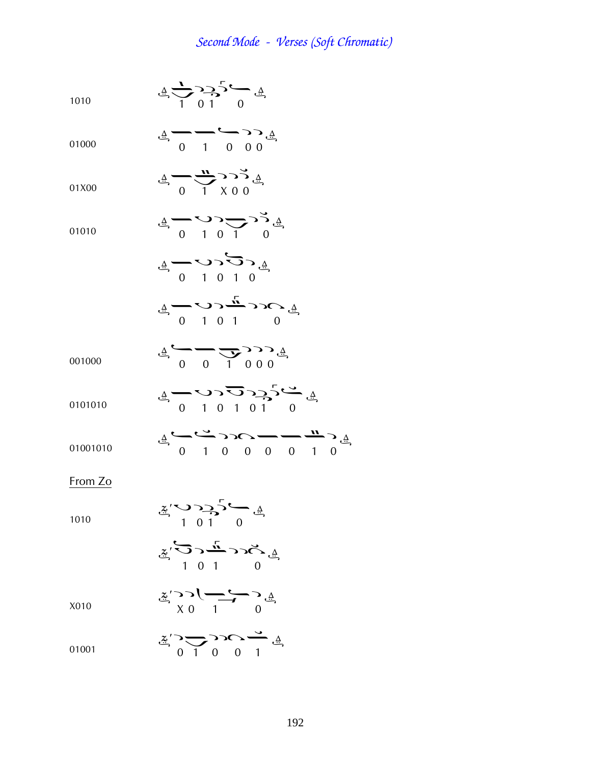# *Second Mode - Verses (Soft Chromatic)*

1010

1 01 0

01000

0 1 0 00

01X00

0 1 X 0 0

01010

0 1 0 1 0

0 1 0 1 0

0 1 0 1 0

001000

0 0 1 000

0101010

0 1 0 1 01 0

01001010

0 1 0 0 0 0 1 0

From Zo

1010

1 01 0

1 0 1 0

X010

X 0 1 0

01001

0 1 0 0 1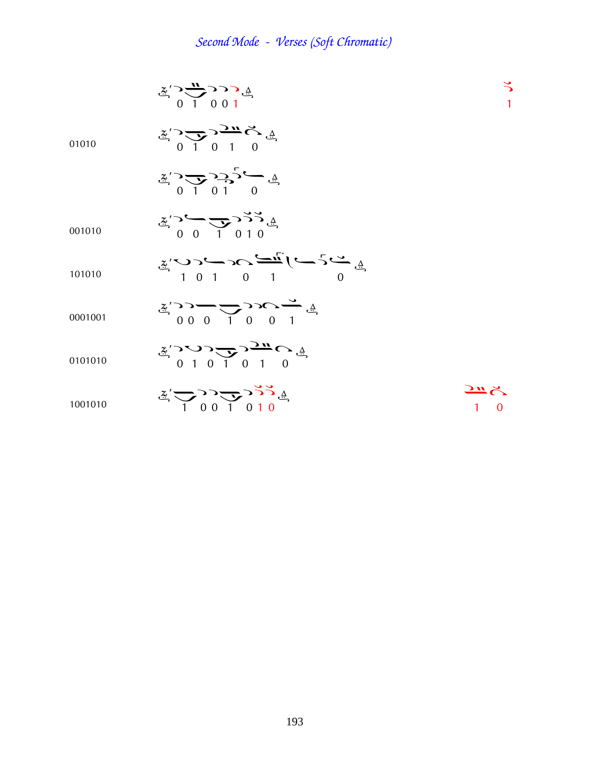# Second Mode - Verses (Soft Chromatic)

0 1 0 0 1 — 1

01010 — 0 1 0 1 0

0 1 0 1 0

001010 — 0 0 1 0 1 0

101010 — 1 0 1 0 1 0

0001001 — 0 0 0 1 0 0 1

0101010 — 0 1 0 1 0 1 0

1001010 — 1 0 0 1 0 1 0 — 1 0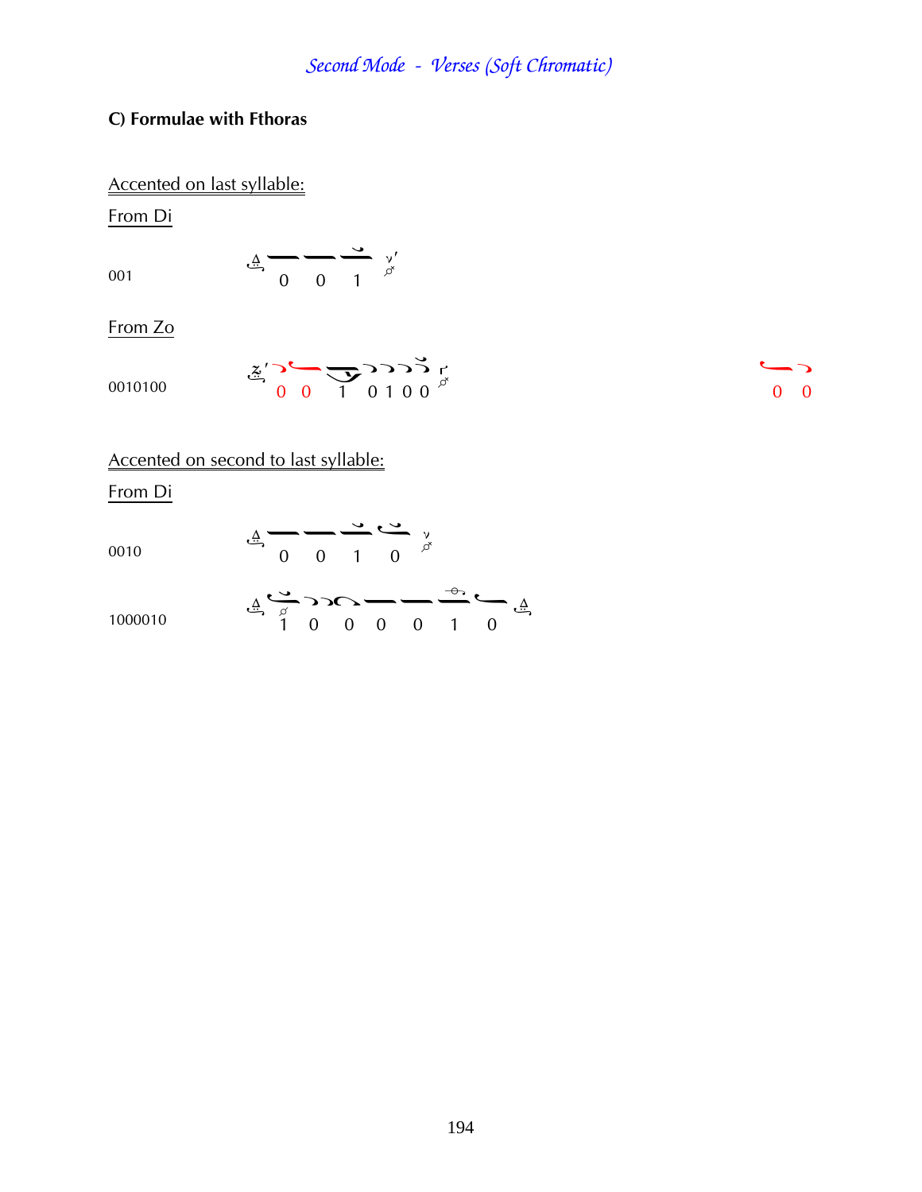## C) Formulae with Fthoras

Accented on last syllable:

From Di

001 — 0 0 1

From Zo

0010100 — 0 0 1 0 1 0 0 — 0 0

Accented on second to last syllable:

From Di

0010 — 0 0 1 0

1000010 — 1 0 0 0 0 1 0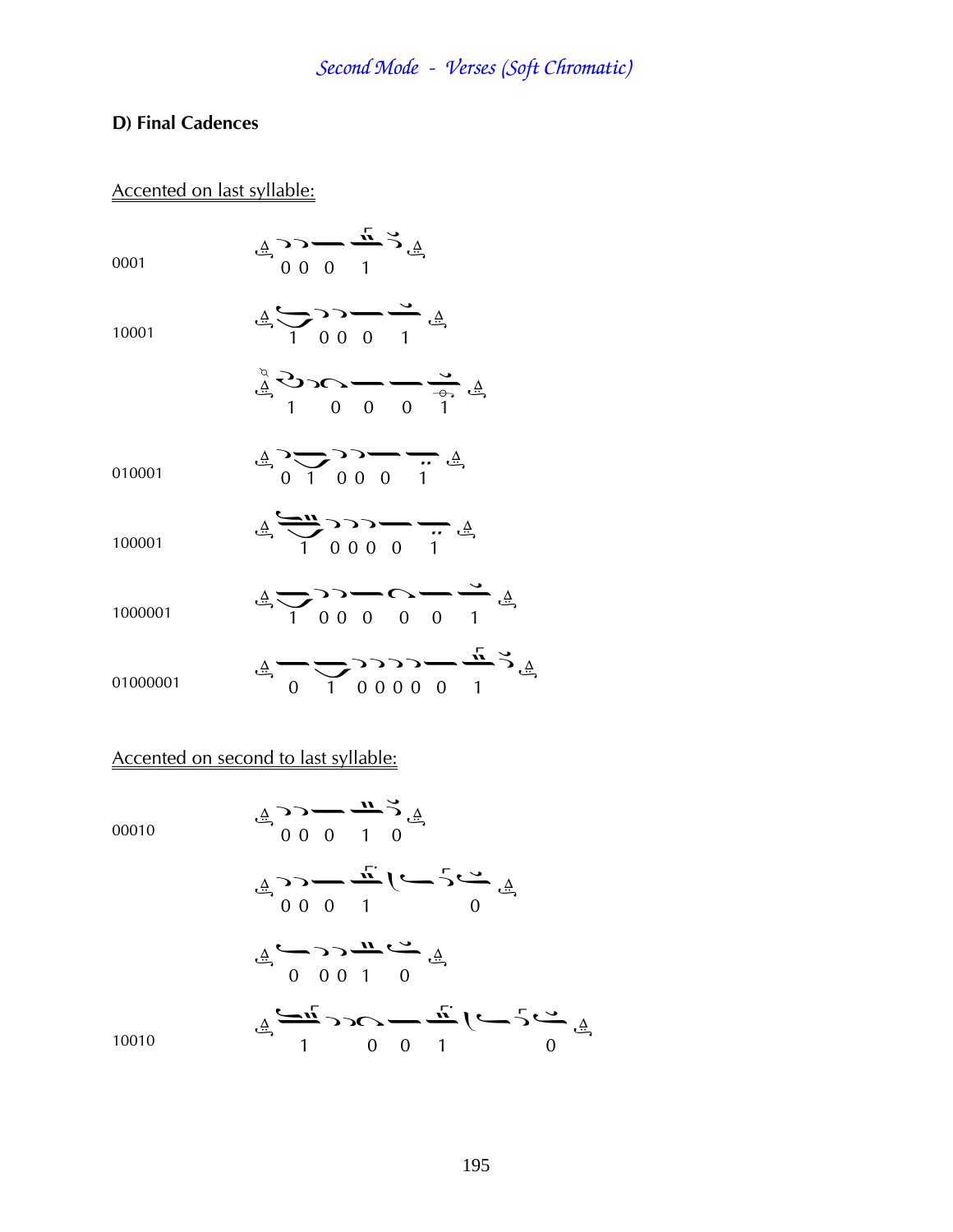## D) Final Cadences

Accented on last syllable:

0001

0 0 0 1

10001

1 0 0 0 1

1 0 0 0 1

010001

0 1 0 0 0 1

100001

1 0 0 0 0 1

1000001

1 0 0 0 0 0 1

01000001

0 1 0 0 0 0 0 1

Accented on second to last syllable:

00010

0 0 0 1 0

0 0 0 1 0

0 0 0 1 0

10010

1 0 0 1 0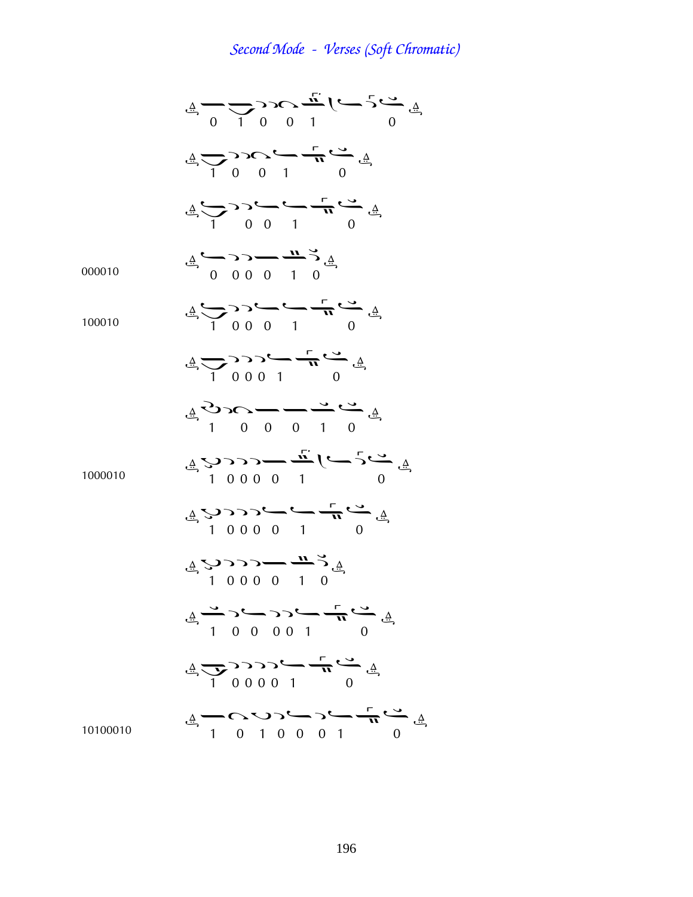*Second Mode - Verses (Soft Chromatic)*

0 1 0 0 1 0

1 0 0 1 0

1 0 0 1 0

000010 — 0 0 0 0 1 0

100010 — 1 0 0 0 1 0

1 0 0 0 1 0

1 0 0 0 1 0

1000010 — 1 0 0 0 0 1 0

1 0 0 0 0 1 0

1 0 0 0 0 1 0

1 0 0 0 0 1 0

1 0 0 0 0 1 0

10100010 — 1 0 1 0 0 0 1 0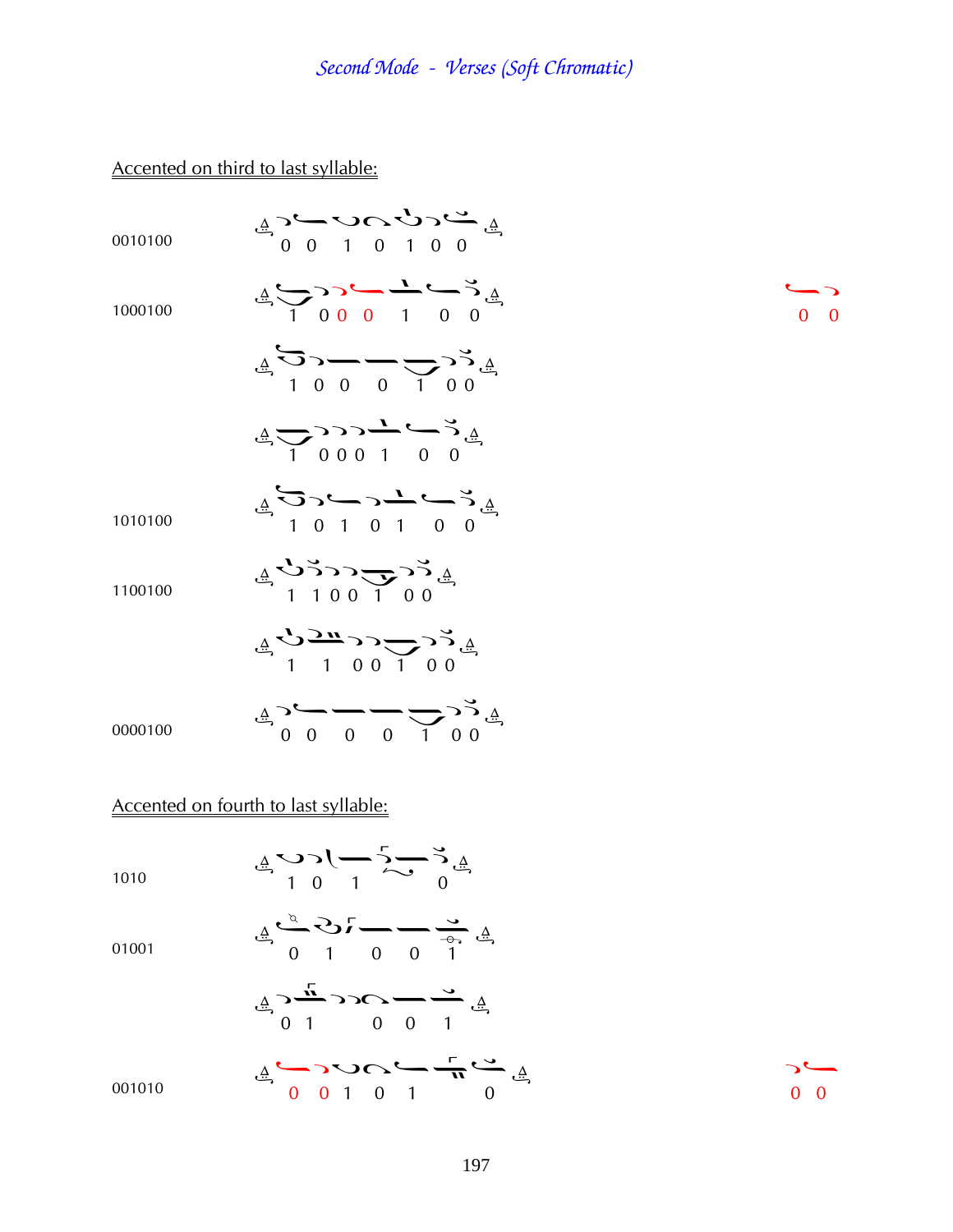*Second Mode - Verses (Soft Chromatic)*

Accented on third to last syllable:

0010100

0 0 1 0 1 0 0

1000100

1 0 0 0 1 0 0

0 0

1 0 0 0 1 0 0

1 0 0 0 1 0 0

1010100

1 0 1 0 1 0 0

1100100

1 1 0 0 1 0 0

1 1 0 0 1 0 0

0000100

0 0 0 0 1 0 0

Accented on fourth to last syllable:

1010

1 0 1 0

01001

0 1 0 0 1

0 1 0 0 1

001010

0 0 1 0 1 0

0 0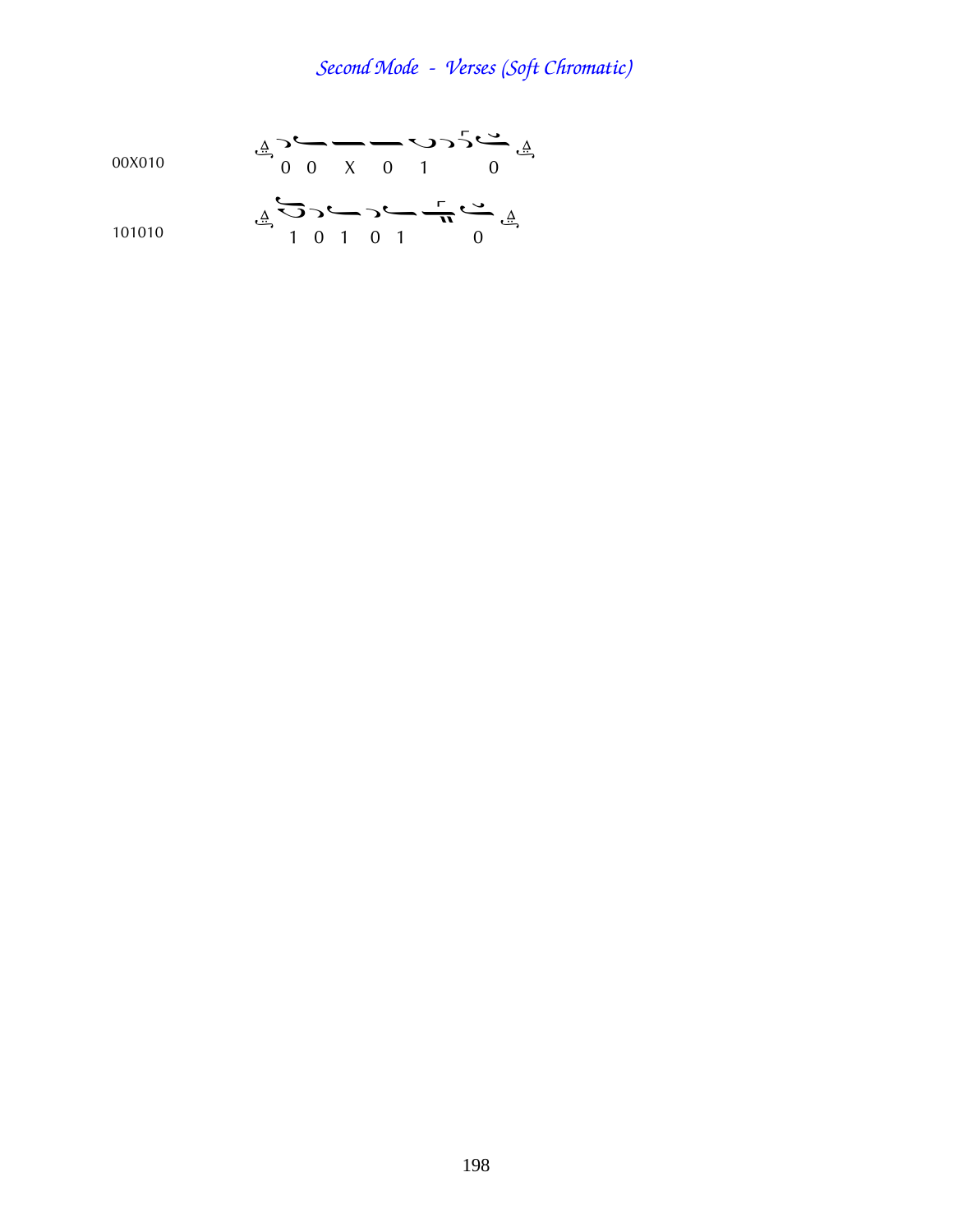## Second Mode - Verses (Soft Chromatic)

00X010

0 0 X 0 1 0

101010

1 0 1 0 1 0